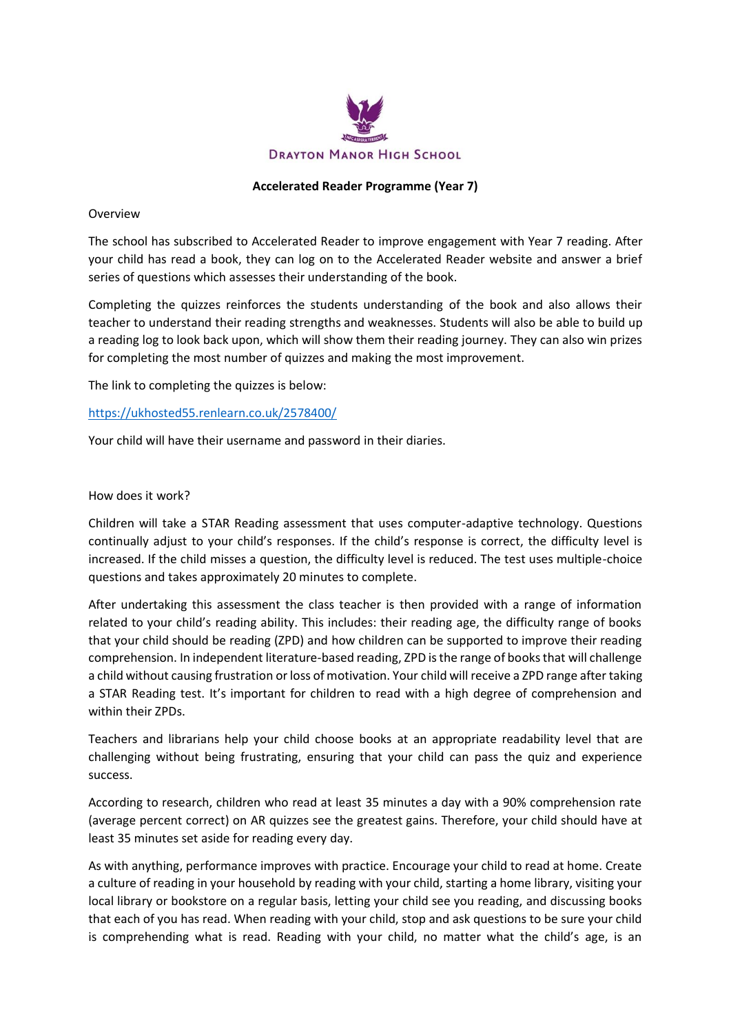DRAYTON MANOR HIGH SCHOOL

**Accelerated Reader Programme (Year 7)**

Overview

The school has subscribed to Accelerated Reader to improve engagement with Year 7 reading. After your child has read a book, they can log on to the Accelerated Reader website and answer a brief series of questions which assesses their understanding of the book.

Completing the quizzes reinforces the students understanding of the book and also allows their teacher to understand their reading strengths and weaknesses. Students will also be able to build up a reading log to look back upon, which will show them their reading journey. They can also win prizes for completing the most number of quizzes and making the most improvement.

The link to completing the quizzes is below:

https://ukhosted55.renlearn.co.uk/2578400/

Your child will have their username and password in their diaries.

How does it work?

Children will take a STAR Reading assessment that uses computer-adaptive technology. Questions continually adjust to your child's responses. If the child's response is correct, the difficulty level is increased. If the child misses a question, the difficulty level is reduced. The test uses multiple-choice questions and takes approximately 20 minutes to complete.

After undertaking this assessment the class teacher is then provided with a range of information related to your child's reading ability. This includes: their reading age, the difficulty range of books that your child should be reading (ZPD) and how children can be supported to improve their reading comprehension. In independent literature-based reading, ZPD is the range of books that will challenge a child without causing frustration or loss of motivation. Your child will receive a ZPD range after taking a STAR Reading test. It's important for children to read with a high degree of comprehension and within their ZPDs.

Teachers and librarians help your child choose books at an appropriate readability level that are challenging without being frustrating, ensuring that your child can pass the quiz and experience success.

According to research, children who read at least 35 minutes a day with a 90% comprehension rate (average percent correct) on AR quizzes see the greatest gains. Therefore, your child should have at least 35 minutes set aside for reading every day.

As with anything, performance improves with practice. Encourage your child to read at home. Create a culture of reading in your household by reading with your child, starting a home library, visiting your local library or bookstore on a regular basis, letting your child see you reading, and discussing books that each of you has read. When reading with your child, stop and ask questions to be sure your child is comprehending what is read. Reading with your child, no matter what the child's age, is an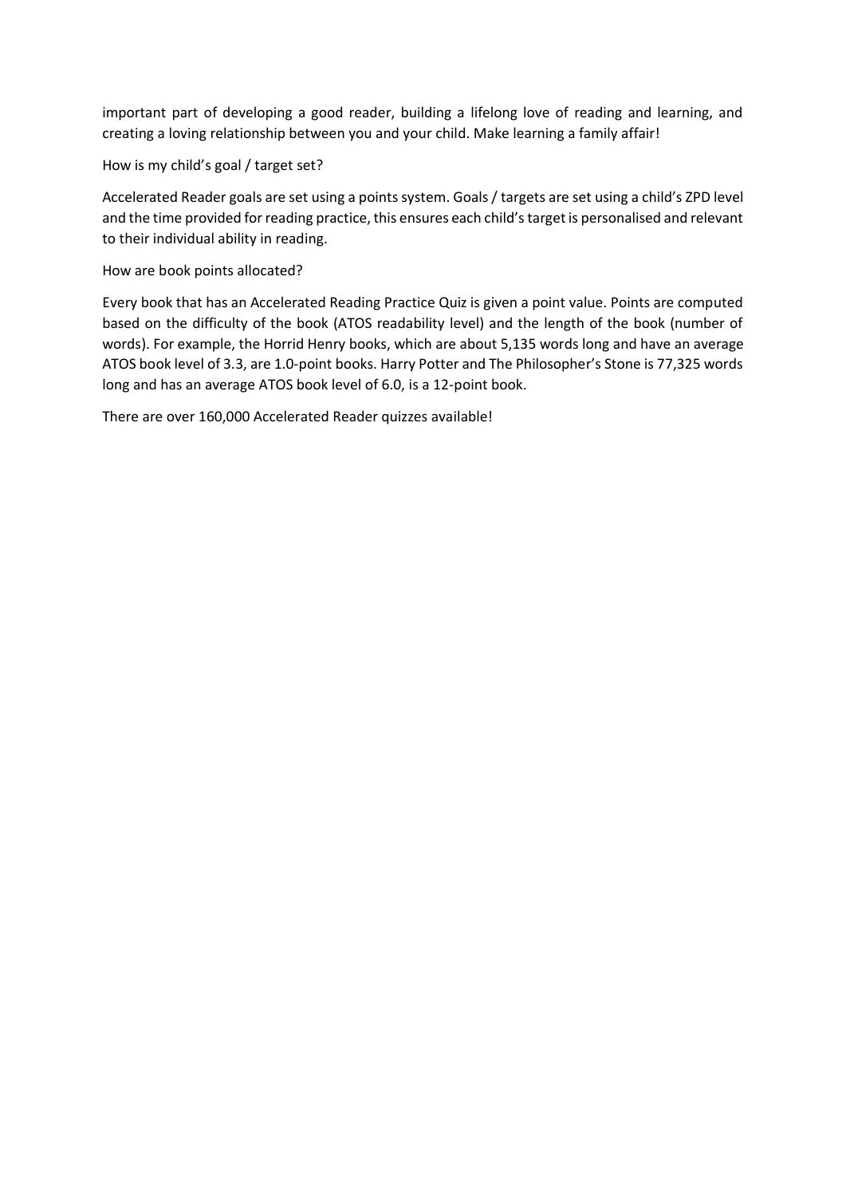important part of developing a good reader, building a lifelong love of reading and learning, and creating a loving relationship between you and your child. Make learning a family affair!

How is my child's goal / target set?

Accelerated Reader goals are set using a points system. Goals / targets are set using a child's ZPD level and the time provided for reading practice, this ensures each child's target is personalised and relevant to their individual ability in reading.

How are book points allocated?

Every book that has an Accelerated Reading Practice Quiz is given a point value. Points are computed based on the difficulty of the book (ATOS readability level) and the length of the book (number of words). For example, the Horrid Henry books, which are about 5,135 words long and have an average ATOS book level of 3.3, are 1.0-point books. Harry Potter and The Philosopher's Stone is 77,325 words long and has an average ATOS book level of 6.0, is a 12-point book.

There are over 160,000 Accelerated Reader quizzes available!